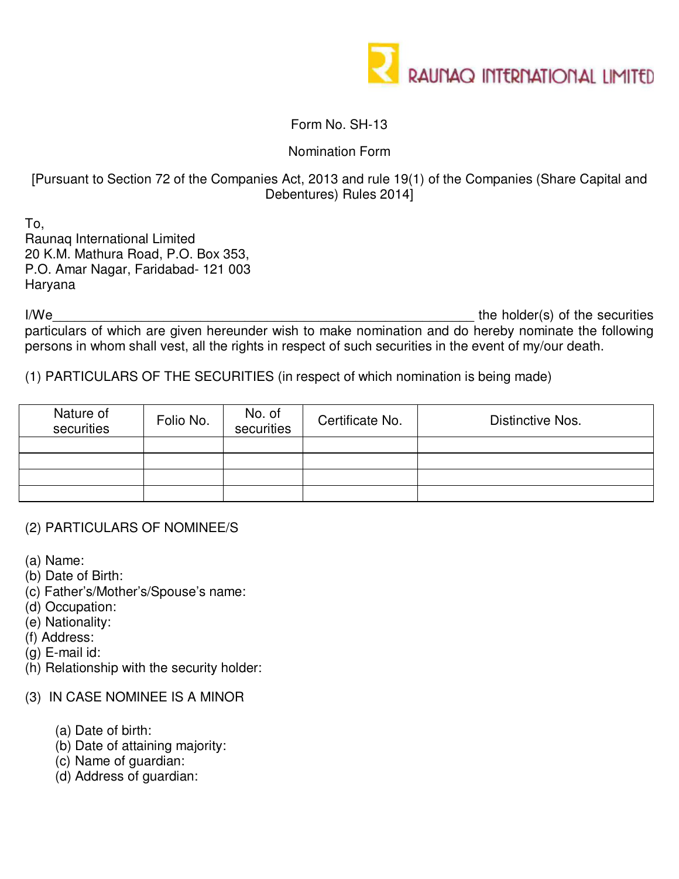RAUNAQ INTERNATIONAL LIMITED

Form No. SH-13

Nomination Form

[Pursuant to Section 72 of the Companies Act, 2013 and rule 19(1) of the Companies (Share Capital and Debentures) Rules 2014]

To,
Raunaq International Limited
20 K.M. Mathura Road, P.O. Box 353,
P.O. Amar Nagar, Faridabad- 121 003
Haryana

I/We_______________________________________________________ the holder(s) of the securities particulars of which are given hereunder wish to make nomination and do hereby nominate the following persons in whom shall vest, all the rights in respect of such securities in the event of my/our death.

(1) PARTICULARS OF THE SECURITIES (in respect of which nomination is being made)

| Nature of securities | Folio No. | No. of securities | Certificate No. | Distinctive Nos. |
|---|---|---|---|---|
| | | | | |
| | | | | |
| | | | | |
| | | | | |

(2) PARTICULARS OF NOMINEE/S

(a) Name:
(b) Date of Birth:
(c) Father's/Mother's/Spouse's name:
(d) Occupation:
(e) Nationality:
(f) Address:
(g) E-mail id:
(h) Relationship with the security holder:

(3) IN CASE NOMINEE IS A MINOR

(a) Date of birth:
(b) Date of attaining majority:
(c) Name of guardian:
(d) Address of guardian: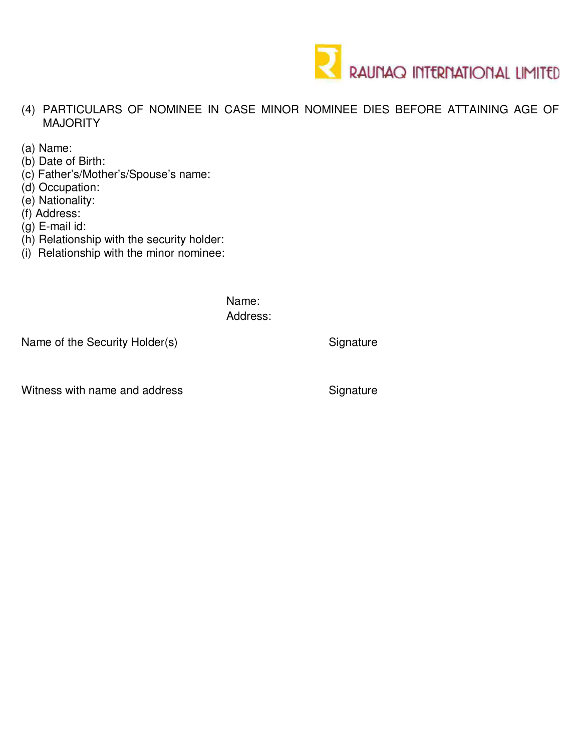RAUNAQ INTERNATIONAL LIMITED

(4) PARTICULARS OF NOMINEE IN CASE MINOR NOMINEE DIES BEFORE ATTAINING AGE OF MAJORITY

(a) Name:
(b) Date of Birth:
(c) Father's/Mother's/Spouse's name:
(d) Occupation:
(e) Nationality:
(f) Address:
(g) E-mail id:
(h) Relationship with the security holder:
(i) Relationship with the minor nominee:

Name:
Address:

Name of the Security Holder(s) Signature

Witness with name and address Signature